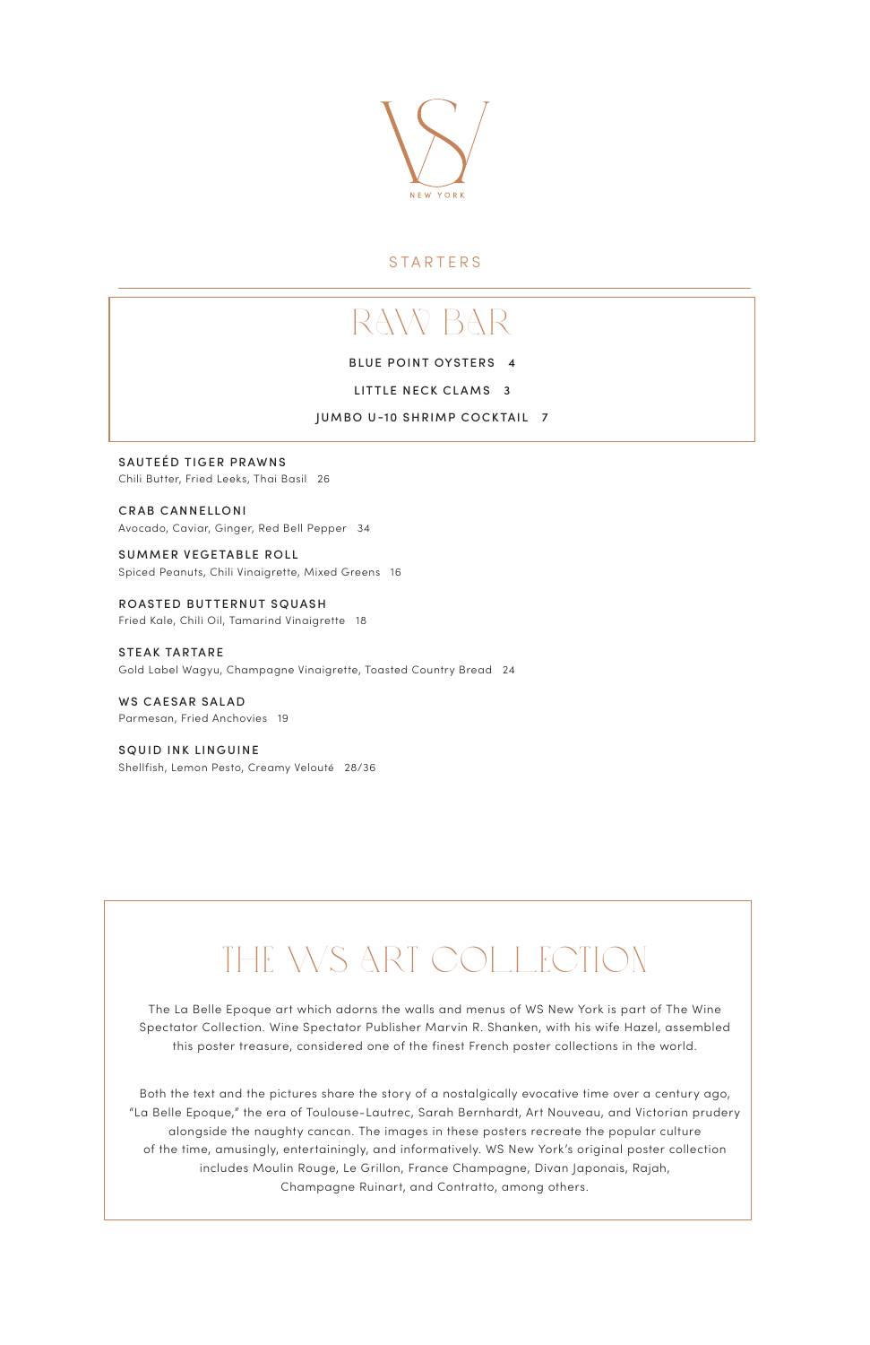WS

NEW YORK

## STARTERS

### RAW BAR

**BLUE POINT OYSTERS** 4

**LITTLE NECK CLAMS** 3

**JUMBO U-10 SHRIMP COCKTAIL** 7

**SAUTEÉD TIGER PRAWNS**
Chili Butter, Fried Leeks, Thai Basil 26

**CRAB CANNELLONI**
Avocado, Caviar, Ginger, Red Bell Pepper 34

**SUMMER VEGETABLE ROLL**
Spiced Peanuts, Chili Vinaigrette, Mixed Greens 16

**ROASTED BUTTERNUT SQUASH**
Fried Kale, Chili Oil, Tamarind Vinaigrette 18

**STEAK TARTARE**
Gold Label Wagyu, Champagne Vinaigrette, Toasted Country Bread 24

**WS CAESAR SALAD**
Parmesan, Fried Anchovies 19

**SQUID INK LINGUINE**
Shellfish, Lemon Pesto, Creamy Velouté 28/36

## THE WS ART COLLECTION

The La Belle Epoque art which adorns the walls and menus of WS New York is part of The Wine Spectator Collection. Wine Spectator Publisher Marvin R. Shanken, with his wife Hazel, assembled this poster treasure, considered one of the finest French poster collections in the world.

Both the text and the pictures share the story of a nostalgically evocative time over a century ago, "La Belle Epoque," the era of Toulouse-Lautrec, Sarah Bernhardt, Art Nouveau, and Victorian prudery alongside the naughty cancan. The images in these posters recreate the popular culture of the time, amusingly, entertainingly, and informatively. WS New York's original poster collection includes Moulin Rouge, Le Grillon, France Champagne, Divan Japonais, Rajah, Champagne Ruinart, and Contratto, among others.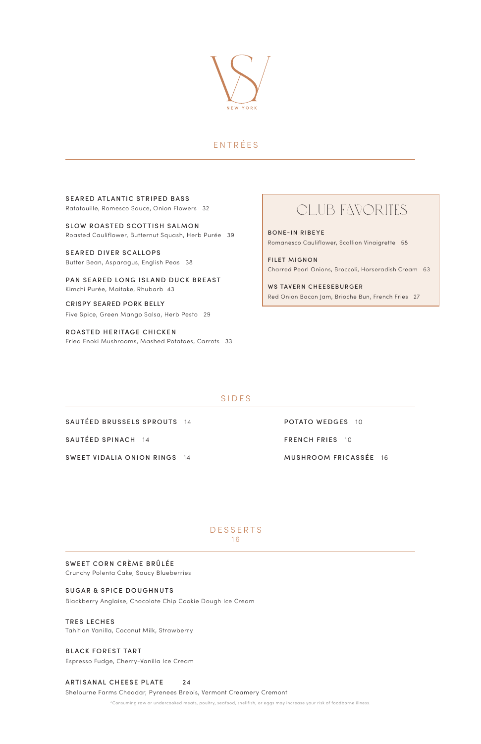WS

NEW YORK

## ENTRÉES

**SEARED ATLANTIC STRIPED BASS**
Ratatouille, Romesco Sauce, Onion Flowers 32

**SLOW ROASTED SCOTTISH SALMON**
Roasted Cauliflower, Butternut Squash, Herb Purée 39

**SEARED DIVER SCALLOPS**
Butter Bean, Asparagus, English Peas 38

**PAN SEARED LONG ISLAND DUCK BREAST**
Kimchi Purée, Maitake, Rhubarb 43

**CRISPY SEARED PORK BELLY**
Five Spice, Green Mango Salsa, Herb Pesto 29

**ROASTED HERITAGE CHICKEN**
Fried Enoki Mushrooms, Mashed Potatoes, Carrots 33

### CLUB FAVORITES

**BONE-IN RIBEYE**
Romanesco Cauliflower, Scallion Vinaigrette 58

**FILET MIGNON**
Charred Pearl Onions, Broccoli, Horseradish Cream 63

**WS TAVERN CHEESEBURGER**
Red Onion Bacon Jam, Brioche Bun, French Fries 27

## SIDES

**SAUTÉED BRUSSELS SPROUTS** 14

**SAUTÉED SPINACH** 14

**SWEET VIDALIA ONION RINGS** 14

**POTATO WEDGES** 10

**FRENCH FRIES** 10

**MUSHROOM FRICASSÉE** 16

## DESSERTS
16

**SWEET CORN CRÈME BRÛLÉE**
Crunchy Polenta Cake, Saucy Blueberries

**SUGAR & SPICE DOUGHNUTS**
Blackberry Anglaise, Chocolate Chip Cookie Dough Ice Cream

**TRES LECHES**
Tahitian Vanilla, Coconut Milk, Strawberry

**BLACK FOREST TART**
Espresso Fudge, Cherry-Vanilla Ice Cream

**ARTISANAL CHEESE PLATE** 24
Shelburne Farms Cheddar, Pyrenees Brebis, Vermont Creamery Cremont

*Consuming raw or undercooked meats, poultry, seafood, shellfish, or eggs may increase your risk of foodborne illness.